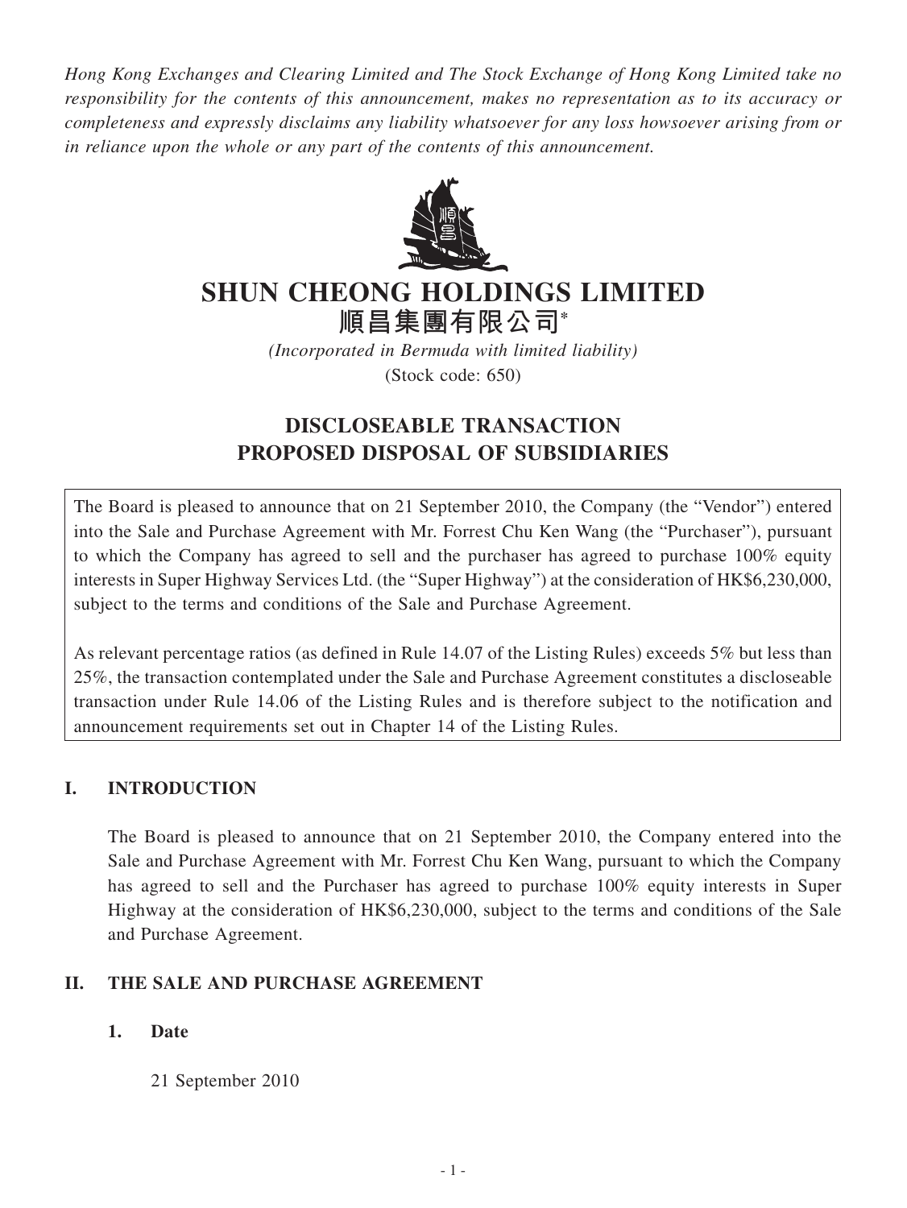*Hong Kong Exchanges and Clearing Limited and The Stock Exchange of Hong Kong Limited take no responsibility for the contents of this announcement, makes no representation as to its accuracy or completeness and expressly disclaims any liability whatsoever for any loss howsoever arising from or in reliance upon the whole or any part of the contents of this announcement.*

# SHUN CHEONG HOLDINGS LIMITED
# 順昌集團有限公司*

*(Incorporated in Bermuda with limited liability)*
(Stock code: 650)

## DISCLOSEABLE TRANSACTION
## PROPOSED DISPOSAL OF SUBSIDIARIES

The Board is pleased to announce that on 21 September 2010, the Company (the "Vendor") entered into the Sale and Purchase Agreement with Mr. Forrest Chu Ken Wang (the "Purchaser"), pursuant to which the Company has agreed to sell and the purchaser has agreed to purchase 100% equity interests in Super Highway Services Ltd. (the "Super Highway") at the consideration of HK$6,230,000, subject to the terms and conditions of the Sale and Purchase Agreement.

As relevant percentage ratios (as defined in Rule 14.07 of the Listing Rules) exceeds 5% but less than 25%, the transaction contemplated under the Sale and Purchase Agreement constitutes a discloseable transaction under Rule 14.06 of the Listing Rules and is therefore subject to the notification and announcement requirements set out in Chapter 14 of the Listing Rules.

### I. INTRODUCTION

The Board is pleased to announce that on 21 September 2010, the Company entered into the Sale and Purchase Agreement with Mr. Forrest Chu Ken Wang, pursuant to which the Company has agreed to sell and the Purchaser has agreed to purchase 100% equity interests in Super Highway at the consideration of HK$6,230,000, subject to the terms and conditions of the Sale and Purchase Agreement.

### II. THE SALE AND PURCHASE AGREEMENT

#### 1. Date

21 September 2010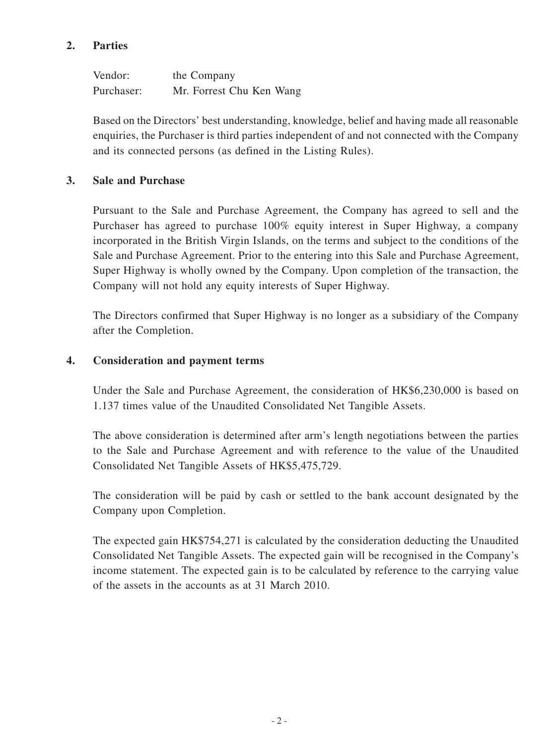## 2. Parties

Vendor: the Company
Purchaser: Mr. Forrest Chu Ken Wang

Based on the Directors' best understanding, knowledge, belief and having made all reasonable enquiries, the Purchaser is third parties independent of and not connected with the Company and its connected persons (as defined in the Listing Rules).

## 3. Sale and Purchase

Pursuant to the Sale and Purchase Agreement, the Company has agreed to sell and the Purchaser has agreed to purchase 100% equity interest in Super Highway, a company incorporated in the British Virgin Islands, on the terms and subject to the conditions of the Sale and Purchase Agreement. Prior to the entering into this Sale and Purchase Agreement, Super Highway is wholly owned by the Company. Upon completion of the transaction, the Company will not hold any equity interests of Super Highway.

The Directors confirmed that Super Highway is no longer as a subsidiary of the Company after the Completion.

## 4. Consideration and payment terms

Under the Sale and Purchase Agreement, the consideration of HK$6,230,000 is based on 1.137 times value of the Unaudited Consolidated Net Tangible Assets.

The above consideration is determined after arm's length negotiations between the parties to the Sale and Purchase Agreement and with reference to the value of the Unaudited Consolidated Net Tangible Assets of HK$5,475,729.

The consideration will be paid by cash or settled to the bank account designated by the Company upon Completion.

The expected gain HK$754,271 is calculated by the consideration deducting the Unaudited Consolidated Net Tangible Assets. The expected gain will be recognised in the Company's income statement. The expected gain is to be calculated by reference to the carrying value of the assets in the accounts as at 31 March 2010.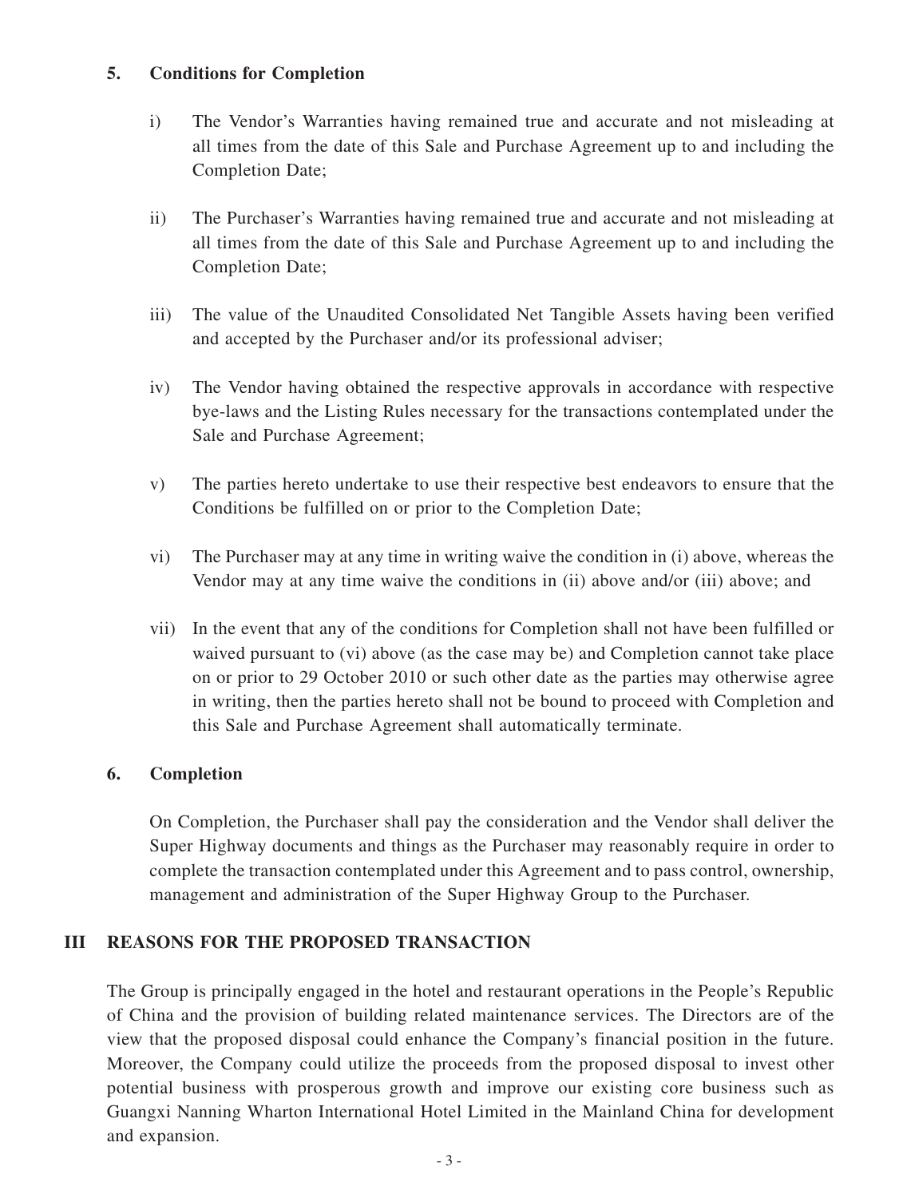### 5. Conditions for Completion

i) The Vendor's Warranties having remained true and accurate and not misleading at all times from the date of this Sale and Purchase Agreement up to and including the Completion Date;

ii) The Purchaser's Warranties having remained true and accurate and not misleading at all times from the date of this Sale and Purchase Agreement up to and including the Completion Date;

iii) The value of the Unaudited Consolidated Net Tangible Assets having been verified and accepted by the Purchaser and/or its professional adviser;

iv) The Vendor having obtained the respective approvals in accordance with respective bye-laws and the Listing Rules necessary for the transactions contemplated under the Sale and Purchase Agreement;

v) The parties hereto undertake to use their respective best endeavors to ensure that the Conditions be fulfilled on or prior to the Completion Date;

vi) The Purchaser may at any time in writing waive the condition in (i) above, whereas the Vendor may at any time waive the conditions in (ii) above and/or (iii) above; and

vii) In the event that any of the conditions for Completion shall not have been fulfilled or waived pursuant to (vi) above (as the case may be) and Completion cannot take place on or prior to 29 October 2010 or such other date as the parties may otherwise agree in writing, then the parties hereto shall not be bound to proceed with Completion and this Sale and Purchase Agreement shall automatically terminate.

### 6. Completion

On Completion, the Purchaser shall pay the consideration and the Vendor shall deliver the Super Highway documents and things as the Purchaser may reasonably require in order to complete the transaction contemplated under this Agreement and to pass control, ownership, management and administration of the Super Highway Group to the Purchaser.

## III REASONS FOR THE PROPOSED TRANSACTION

The Group is principally engaged in the hotel and restaurant operations in the People's Republic of China and the provision of building related maintenance services. The Directors are of the view that the proposed disposal could enhance the Company's financial position in the future. Moreover, the Company could utilize the proceeds from the proposed disposal to invest other potential business with prosperous growth and improve our existing core business such as Guangxi Nanning Wharton International Hotel Limited in the Mainland China for development and expansion.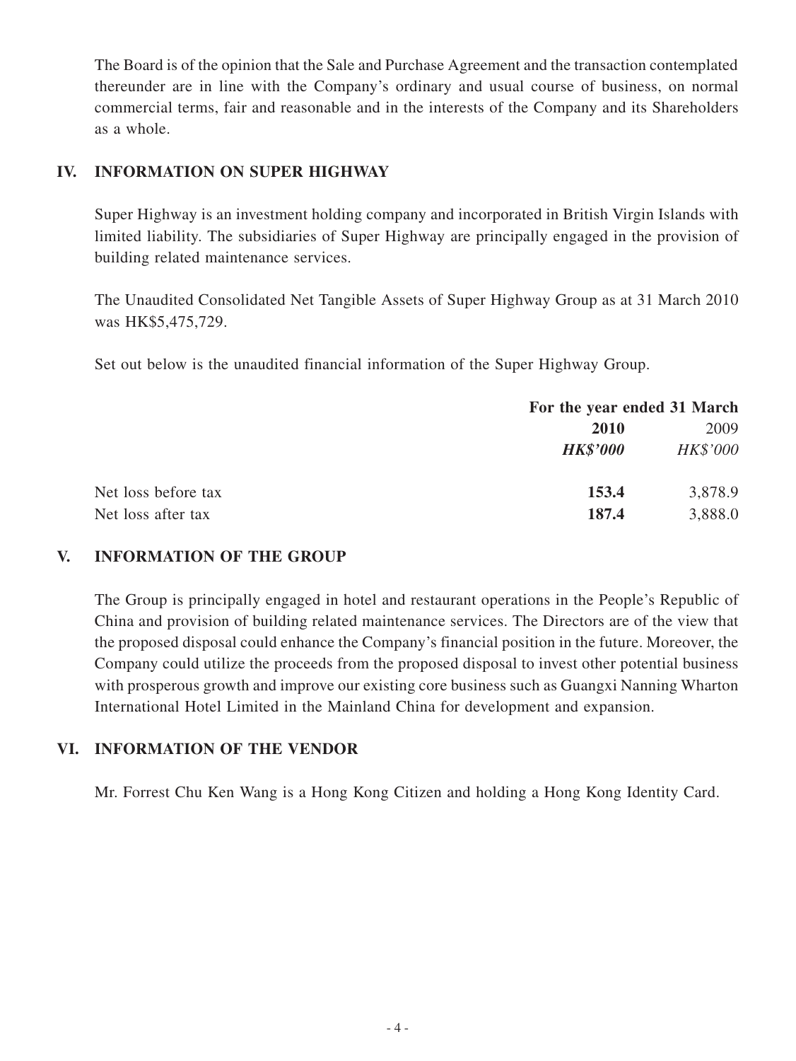The Board is of the opinion that the Sale and Purchase Agreement and the transaction contemplated thereunder are in line with the Company's ordinary and usual course of business, on normal commercial terms, fair and reasonable and in the interests of the Company and its Shareholders as a whole.

## IV. INFORMATION ON SUPER HIGHWAY

Super Highway is an investment holding company and incorporated in British Virgin Islands with limited liability. The subsidiaries of Super Highway are principally engaged in the provision of building related maintenance services.

The Unaudited Consolidated Net Tangible Assets of Super Highway Group as at 31 March 2010 was HK$5,475,729.

Set out below is the unaudited financial information of the Super Highway Group.

| | For the year ended 31 March | |
|---|---|---|
| | **2010** | 2009 |
| | ***HK$'000*** | *HK$'000* |
| Net loss before tax | **153.4** | 3,878.9 |
| Net loss after tax | **187.4** | 3,888.0 |

## V. INFORMATION OF THE GROUP

The Group is principally engaged in hotel and restaurant operations in the People's Republic of China and provision of building related maintenance services. The Directors are of the view that the proposed disposal could enhance the Company's financial position in the future. Moreover, the Company could utilize the proceeds from the proposed disposal to invest other potential business with prosperous growth and improve our existing core business such as Guangxi Nanning Wharton International Hotel Limited in the Mainland China for development and expansion.

## VI. INFORMATION OF THE VENDOR

Mr. Forrest Chu Ken Wang is a Hong Kong Citizen and holding a Hong Kong Identity Card.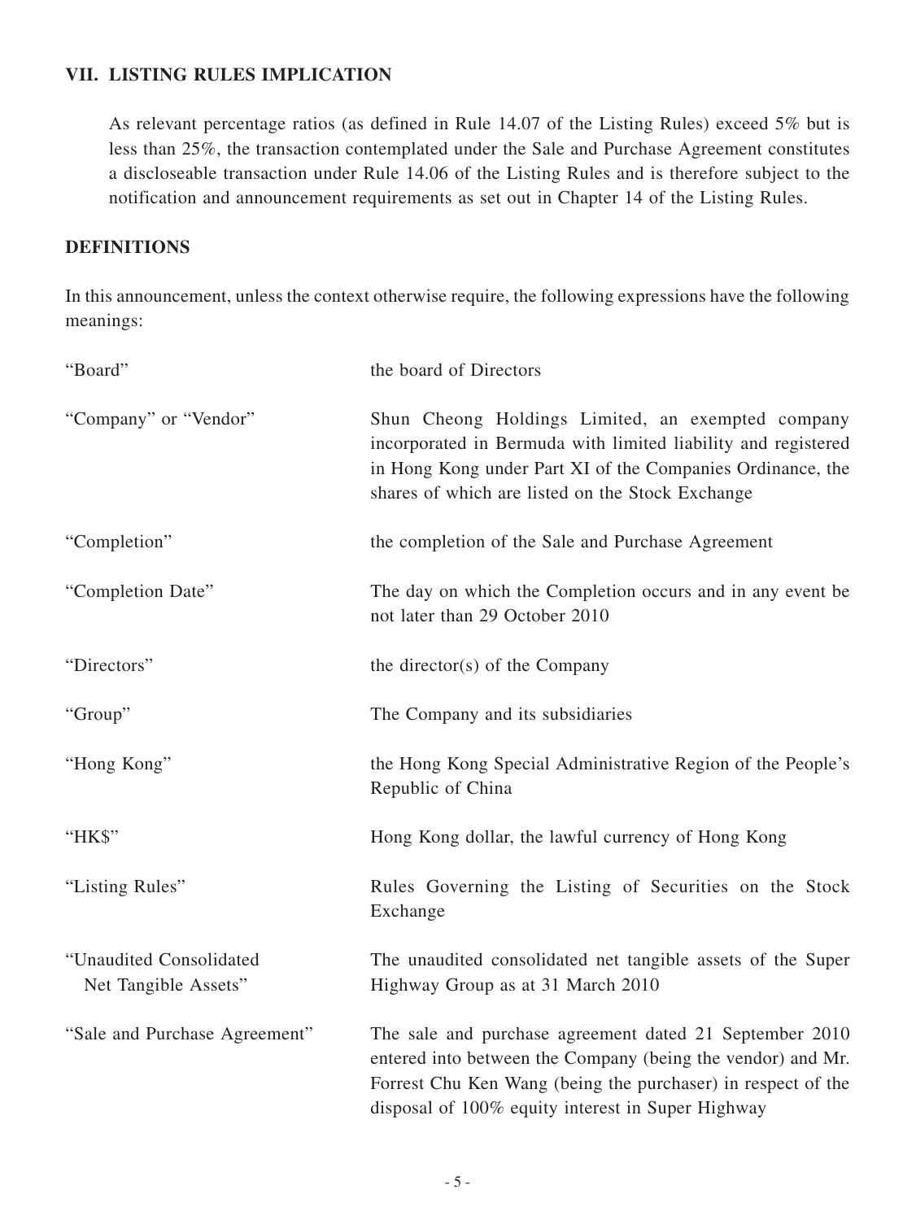## VII. LISTING RULES IMPLICATION

As relevant percentage ratios (as defined in Rule 14.07 of the Listing Rules) exceed 5% but is less than 25%, the transaction contemplated under the Sale and Purchase Agreement constitutes a discloseable transaction under Rule 14.06 of the Listing Rules and is therefore subject to the notification and announcement requirements as set out in Chapter 14 of the Listing Rules.

## DEFINITIONS

In this announcement, unless the context otherwise require, the following expressions have the following meanings:

| | |
|---|---|
| "Board" | the board of Directors |
| "Company" or "Vendor" | Shun Cheong Holdings Limited, an exempted company incorporated in Bermuda with limited liability and registered in Hong Kong under Part XI of the Companies Ordinance, the shares of which are listed on the Stock Exchange |
| "Completion" | the completion of the Sale and Purchase Agreement |
| "Completion Date" | The day on which the Completion occurs and in any event be not later than 29 October 2010 |
| "Directors" | the director(s) of the Company |
| "Group" | The Company and its subsidiaries |
| "Hong Kong" | the Hong Kong Special Administrative Region of the People's Republic of China |
| "HK$" | Hong Kong dollar, the lawful currency of Hong Kong |
| "Listing Rules" | Rules Governing the Listing of Securities on the Stock Exchange |
| "Unaudited Consolidated Net Tangible Assets" | The unaudited consolidated net tangible assets of the Super Highway Group as at 31 March 2010 |
| "Sale and Purchase Agreement" | The sale and purchase agreement dated 21 September 2010 entered into between the Company (being the vendor) and Mr. Forrest Chu Ken Wang (being the purchaser) in respect of the disposal of 100% equity interest in Super Highway |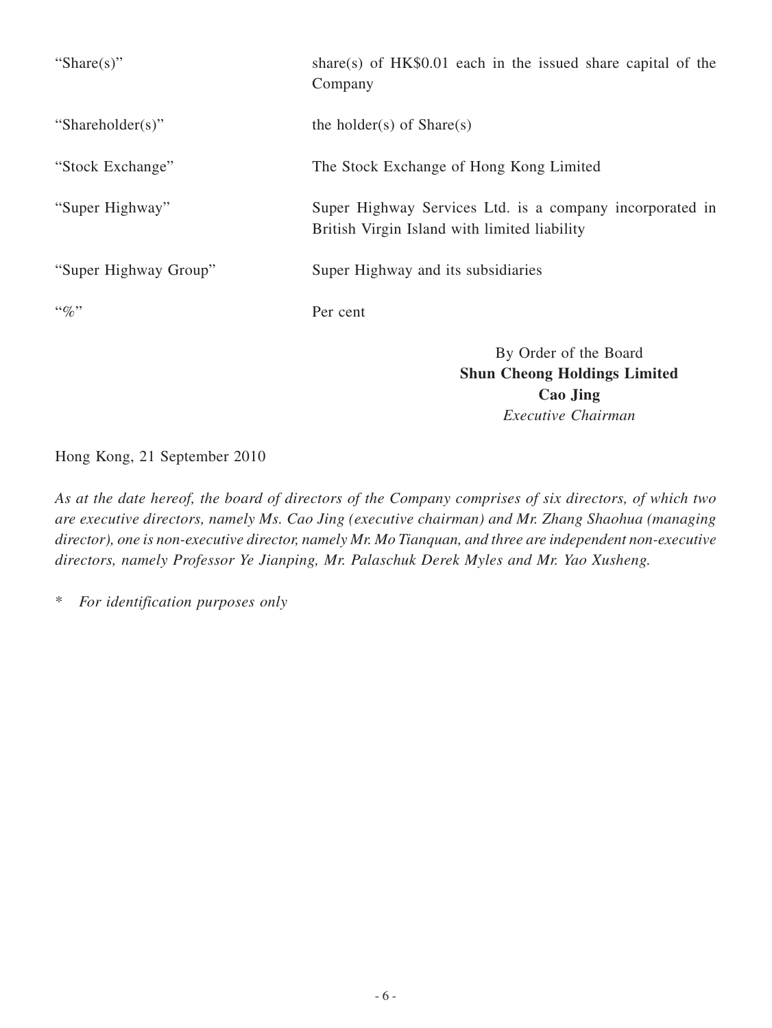| | |
|---|---|
| "Share(s)" | share(s) of HK$0.01 each in the issued share capital of the Company |
| "Shareholder(s)" | the holder(s) of Share(s) |
| "Stock Exchange" | The Stock Exchange of Hong Kong Limited |
| "Super Highway" | Super Highway Services Ltd. is a company incorporated in British Virgin Island with limited liability |
| "Super Highway Group" | Super Highway and its subsidiaries |
| "%" | Per cent |

By Order of the Board
**Shun Cheong Holdings Limited**
**Cao Jing**
*Executive Chairman*

Hong Kong, 21 September 2010

*As at the date hereof, the board of directors of the Company comprises of six directors, of which two are executive directors, namely Ms. Cao Jing (executive chairman) and Mr. Zhang Shaohua (managing director), one is non-executive director, namely Mr. Mo Tianquan, and three are independent non-executive directors, namely Professor Ye Jianping, Mr. Palaschuk Derek Myles and Mr. Yao Xusheng.*

\* *For identification purposes only*